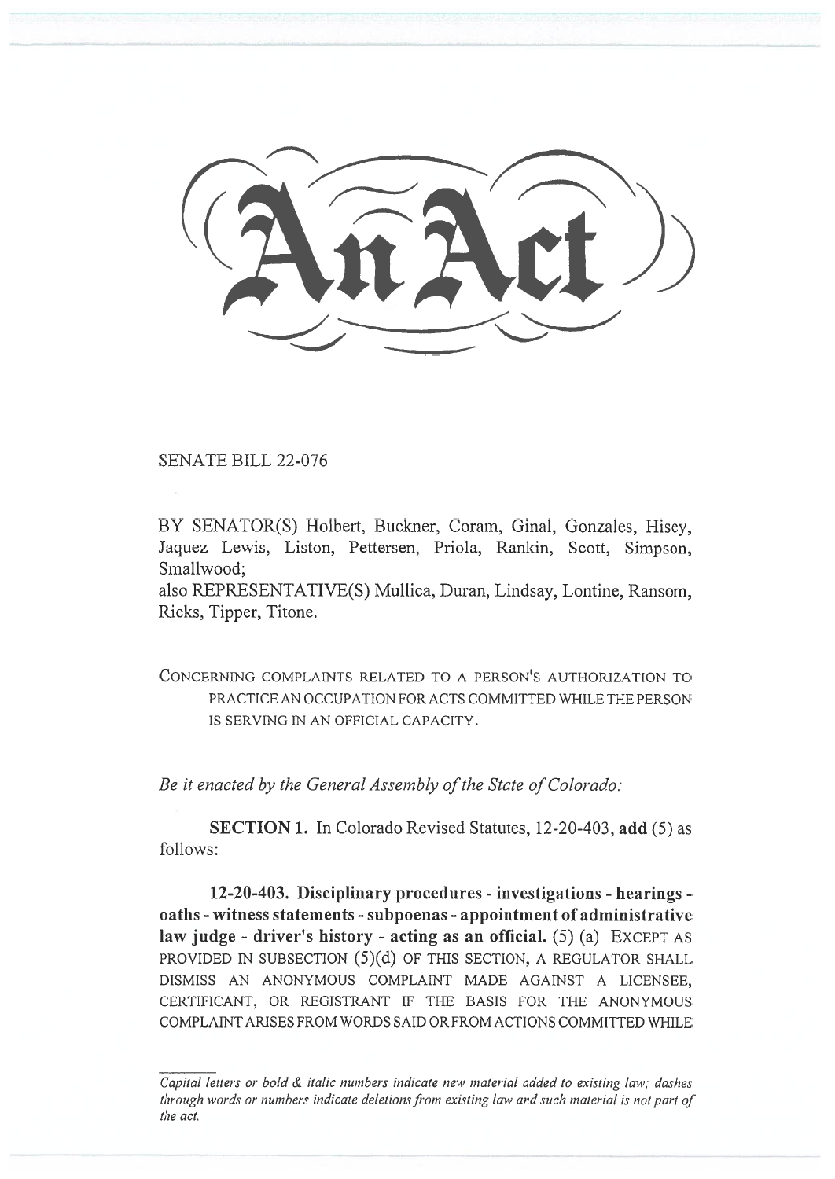# An Act

SENATE BILL 22-076

BY SENATOR(S) Holbert, Buckner, Coram, Ginal, Gonzales, Hisey, Jaquez Lewis, Liston, Pettersen, Priola, Rankin, Scott, Simpson, Smallwood;
also REPRESENTATIVE(S) Mullica, Duran, Lindsay, Lontine, Ransom, Ricks, Tipper, Titone.

CONCERNING COMPLAINTS RELATED TO A PERSON'S AUTHORIZATION TO PRACTICE AN OCCUPATION FOR ACTS COMMITTED WHILE THE PERSON IS SERVING IN AN OFFICIAL CAPACITY.

*Be it enacted by the General Assembly of the State of Colorado:*

**SECTION 1.** In Colorado Revised Statutes, 12-20-403, **add** (5) as follows:

**12-20-403. Disciplinary procedures - investigations - hearings - oaths - witness statements - subpoenas - appointment of administrative law judge - driver's history - acting as an official.** (5) (a) EXCEPT AS PROVIDED IN SUBSECTION (5)(d) OF THIS SECTION, A REGULATOR SHALL DISMISS AN ANONYMOUS COMPLAINT MADE AGAINST A LICENSEE, CERTIFICANT, OR REGISTRANT IF THE BASIS FOR THE ANONYMOUS COMPLAINT ARISES FROM WORDS SAID OR FROM ACTIONS COMMITTED WHILE

*Capital letters or bold & italic numbers indicate new material added to existing law; dashes through words or numbers indicate deletions from existing law and such material is not part of the act.*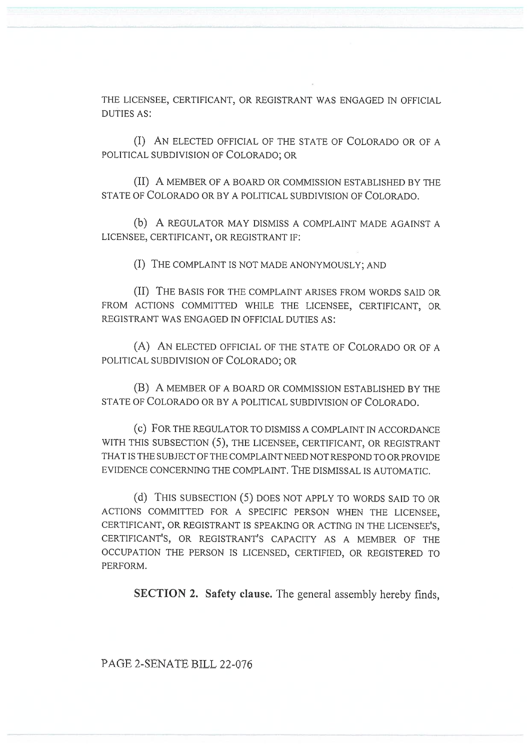THE LICENSEE, CERTIFICANT, OR REGISTRANT WAS ENGAGED IN OFFICIAL DUTIES AS:

(I) AN ELECTED OFFICIAL OF THE STATE OF COLORADO OR OF A POLITICAL SUBDIVISION OF COLORADO; OR

(II) A MEMBER OF A BOARD OR COMMISSION ESTABLISHED BY THE STATE OF COLORADO OR BY A POLITICAL SUBDIVISION OF COLORADO.

(b) A REGULATOR MAY DISMISS A COMPLAINT MADE AGAINST A LICENSEE, CERTIFICANT, OR REGISTRANT IF:

(I) THE COMPLAINT IS NOT MADE ANONYMOUSLY; AND

(II) THE BASIS FOR THE COMPLAINT ARISES FROM WORDS SAID OR FROM ACTIONS COMMITTED WHILE THE LICENSEE, CERTIFICANT, OR REGISTRANT WAS ENGAGED IN OFFICIAL DUTIES AS:

(A) AN ELECTED OFFICIAL OF THE STATE OF COLORADO OR OF A POLITICAL SUBDIVISION OF COLORADO; OR

(B) A MEMBER OF A BOARD OR COMMISSION ESTABLISHED BY THE STATE OF COLORADO OR BY A POLITICAL SUBDIVISION OF COLORADO.

(c) FOR THE REGULATOR TO DISMISS A COMPLAINT IN ACCORDANCE WITH THIS SUBSECTION (5), THE LICENSEE, CERTIFICANT, OR REGISTRANT THAT IS THE SUBJECT OF THE COMPLAINT NEED NOT RESPOND TO OR PROVIDE EVIDENCE CONCERNING THE COMPLAINT. THE DISMISSAL IS AUTOMATIC.

(d) THIS SUBSECTION (5) DOES NOT APPLY TO WORDS SAID TO OR ACTIONS COMMITTED FOR A SPECIFIC PERSON WHEN THE LICENSEE, CERTIFICANT, OR REGISTRANT IS SPEAKING OR ACTING IN THE LICENSEE'S, CERTIFICANT'S, OR REGISTRANT'S CAPACITY AS A MEMBER OF THE OCCUPATION THE PERSON IS LICENSED, CERTIFIED, OR REGISTERED TO PERFORM.

**SECTION 2. Safety clause.** The general assembly hereby finds,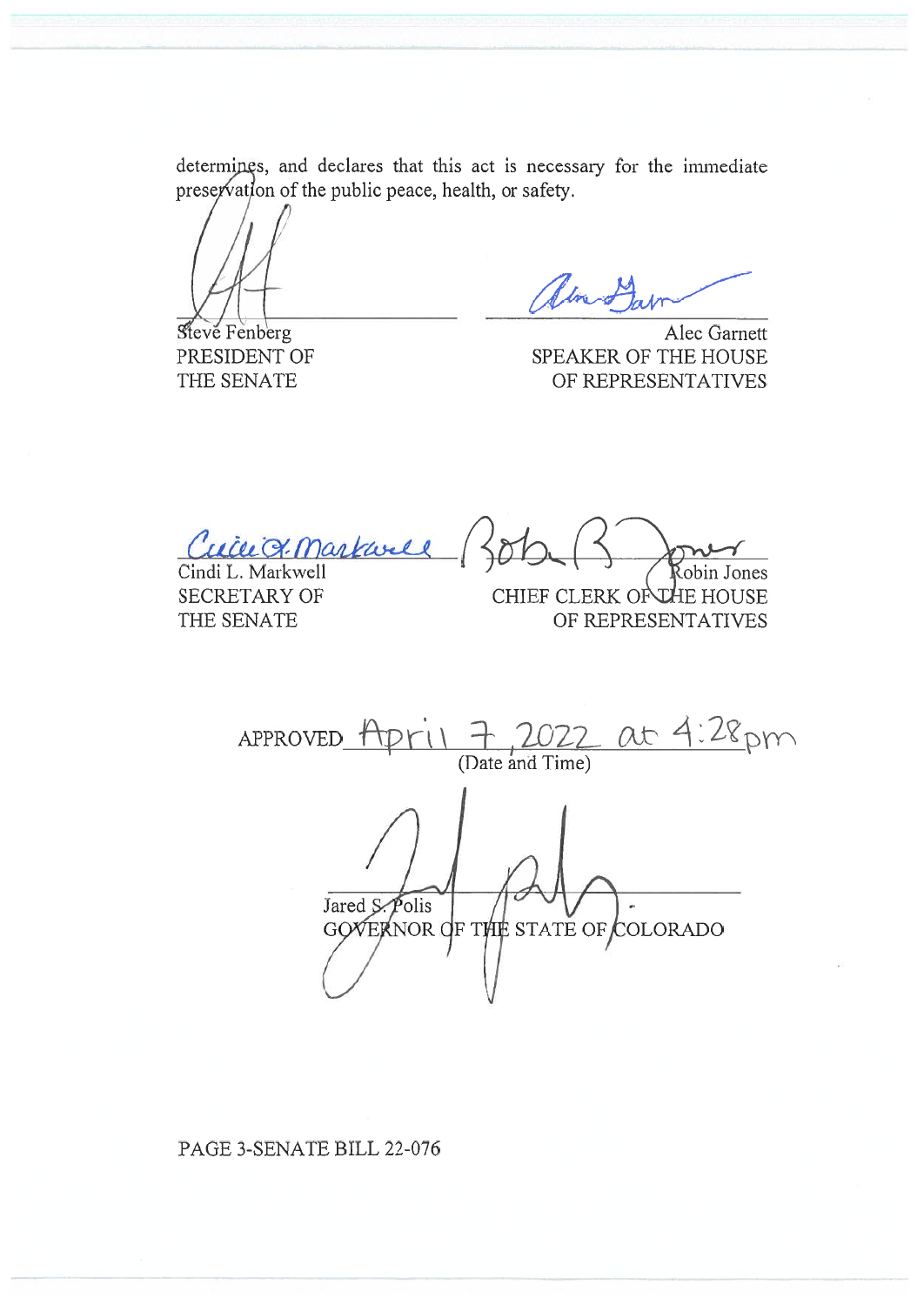determines, and declares that this act is necessary for the immediate preservation of the public peace, health, or safety.

Steve Fenberg
PRESIDENT OF
THE SENATE

Alec Garnett
SPEAKER OF THE HOUSE
OF REPRESENTATIVES

Cindi L. Markwell
SECRETARY OF
THE SENATE

Robin Jones
CHIEF CLERK OF THE HOUSE
OF REPRESENTATIVES

APPROVED April 7, 2022 at 4:28pm
(Date and Time)

Jared S. Polis
GOVERNOR OF THE STATE OF COLORADO

PAGE 3-SENATE BILL 22-076